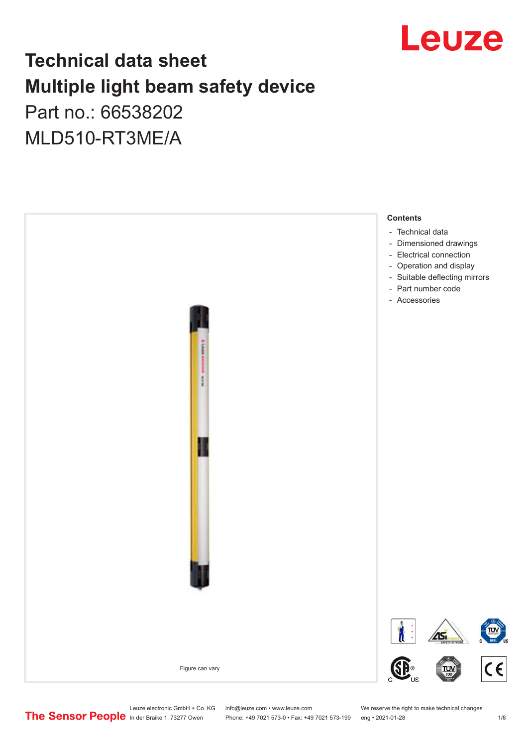# Technical data sheet
# Multiple light beam safety device

Part no.: 66538202

MLD510-RT3ME/A

Figure can vary

**Contents**

- Technical data
- Dimensioned drawings
- Electrical connection
- Operation and display
- Suitable deflecting mirrors
- Part number code
- Accessories

Leuze electronic GmbH + Co. KG
In der Braike 1, 73277 Owen

info@leuze.com • www.leuze.com
Phone: +49 7021 573-0 • Fax: +49 7021 573-199

We reserve the right to make technical changes
eng • 2021-01-28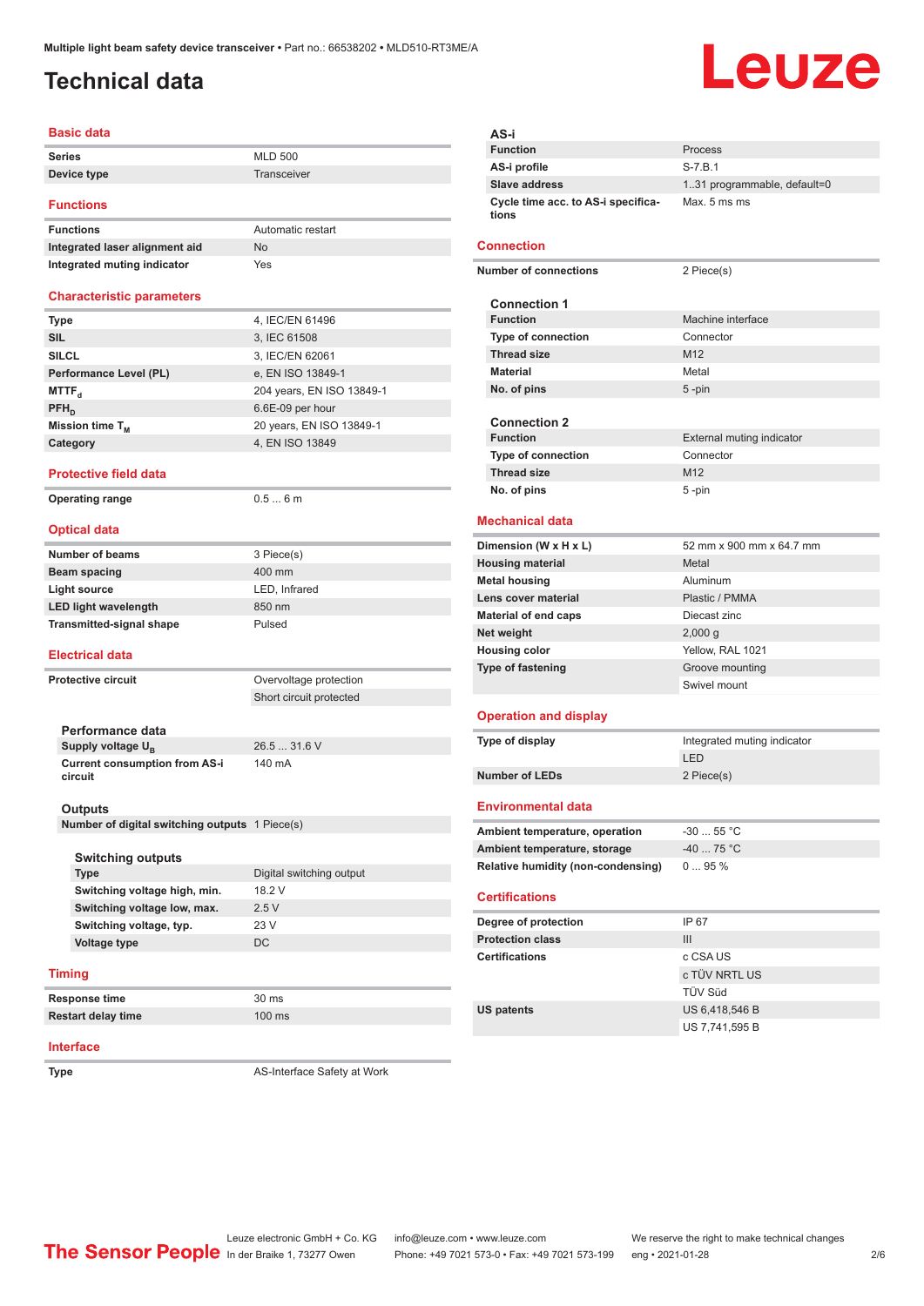Multiple light beam safety device transceiver • Part no.: 66538202 • MLD510-RT3ME/A

# Technical data

## Basic data

| | |
|---|---|
| Series | MLD 500 |
| Device type | Transceiver |

## Functions

| | |
|---|---|
| Functions | Automatic restart |
| Integrated laser alignment aid | No |
| Integrated muting indicator | Yes |

## Characteristic parameters

| | |
|---|---|
| Type | 4, IEC/EN 61496 |
| SIL | 3, IEC 61508 |
| SILCL | 3, IEC/EN 62061 |
| Performance Level (PL) | e, EN ISO 13849-1 |
| $MTTF_d$ | 204 years, EN ISO 13849-1 |
| $PFH_D$ | 6.6E-09 per hour |
| Mission time $T_M$ | 20 years, EN ISO 13849-1 |
| Category | 4, EN ISO 13849 |

## Protective field data

| | |
|---|---|
| Operating range | 0.5 ... 6 m |

## Optical data

| | |
|---|---|
| Number of beams | 3 Piece(s) |
| Beam spacing | 400 mm |
| Light source | LED, Infrared |
| LED light wavelength | 850 nm |
| Transmitted-signal shape | Pulsed |

## Electrical data

| | |
|---|---|
| Protective circuit | Overvoltage protection |
| | Short circuit protected |

### Performance data

| | |
|---|---|
| Supply voltage $U_B$ | 26.5 ... 31.6 V |
| Current consumption from AS-i circuit | 140 mA |

### Outputs

| | |
|---|---|
| Number of digital switching outputs | 1 Piece(s) |

#### Switching outputs

| | |
|---|---|
| Type | Digital switching output |
| Switching voltage high, min. | 18.2 V |
| Switching voltage low, max. | 2.5 V |
| Switching voltage, typ. | 23 V |
| Voltage type | DC |

## Timing

| | |
|---|---|
| Response time | 30 ms |
| Restart delay time | 100 ms |

## Interface

| | |
|---|---|
| Type | AS-Interface Safety at Work |

### AS-i

| | |
|---|---|
| Function | Process |
| AS-i profile | S-7.B.1 |
| Slave address | 1..31 programmable, default=0 |
| Cycle time acc. to AS-i specifications | Max. 5 ms ms |

## Connection

| | |
|---|---|
| Number of connections | 2 Piece(s) |

### Connection 1

| | |
|---|---|
| Function | Machine interface |
| Type of connection | Connector |
| Thread size | M12 |
| Material | Metal |
| No. of pins | 5 -pin |

### Connection 2

| | |
|---|---|
| Function | External muting indicator |
| Type of connection | Connector |
| Thread size | M12 |
| No. of pins | 5 -pin |

## Mechanical data

| | |
|---|---|
| Dimension (W x H x L) | 52 mm x 900 mm x 64.7 mm |
| Housing material | Metal |
| Metal housing | Aluminum |
| Lens cover material | Plastic / PMMA |
| Material of end caps | Diecast zinc |
| Net weight | 2,000 g |
| Housing color | Yellow, RAL 1021 |
| Type of fastening | Groove mounting |
| | Swivel mount |

## Operation and display

| | |
|---|---|
| Type of display | Integrated muting indicator |
| | LED |
| Number of LEDs | 2 Piece(s) |

## Environmental data

| | |
|---|---|
| Ambient temperature, operation | -30 ... 55 °C |
| Ambient temperature, storage | -40 ... 75 °C |
| Relative humidity (non-condensing) | 0 ... 95 % |

## Certifications

| | |
|---|---|
| Degree of protection | IP 67 |
| Protection class | III |
| Certifications | c CSA US |
| | c TÜV NRTL US |
| | TÜV Süd |
| US patents | US 6,418,546 B |
| | US 7,741,595 B |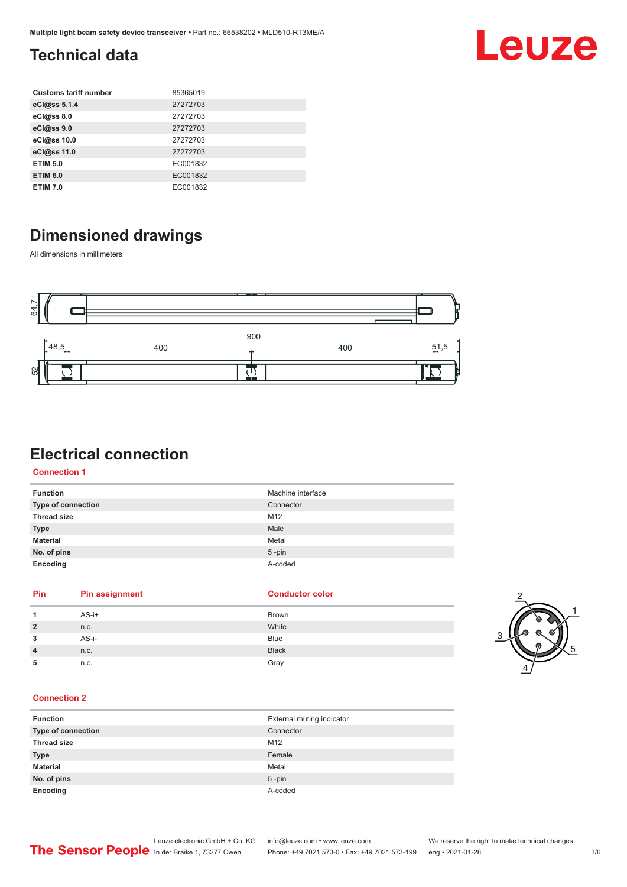## Technical data

| Customs tariff number | 85365019 |
|---|---|
| eCl@ss 5.1.4 | 27272703 |
| eCl@ss 8.0 | 27272703 |
| eCl@ss 9.0 | 27272703 |
| eCl@ss 10.0 | 27272703 |
| eCl@ss 11.0 | 27272703 |
| ETIM 5.0 | EC001832 |
| ETIM 6.0 | EC001832 |
| ETIM 7.0 | EC001832 |

## Dimensioned drawings

All dimensions in millimeters

## Electrical connection

### Connection 1

| Function | Machine interface |
|---|---|
| Type of connection | Connector |
| Thread size | M12 |
| Type | Male |
| Material | Metal |
| No. of pins | 5 -pin |
| Encoding | A-coded |

| Pin | Pin assignment | Conductor color |
|---|---|---|
| 1 | AS-i+ | Brown |
| 2 | n.c. | White |
| 3 | AS-i- | Blue |
| 4 | n.c. | Black |
| 5 | n.c. | Gray |

### Connection 2

| Function | External muting indicator |
|---|---|
| Type of connection | Connector |
| Thread size | M12 |
| Type | Female |
| Material | Metal |
| No. of pins | 5 -pin |
| Encoding | A-coded |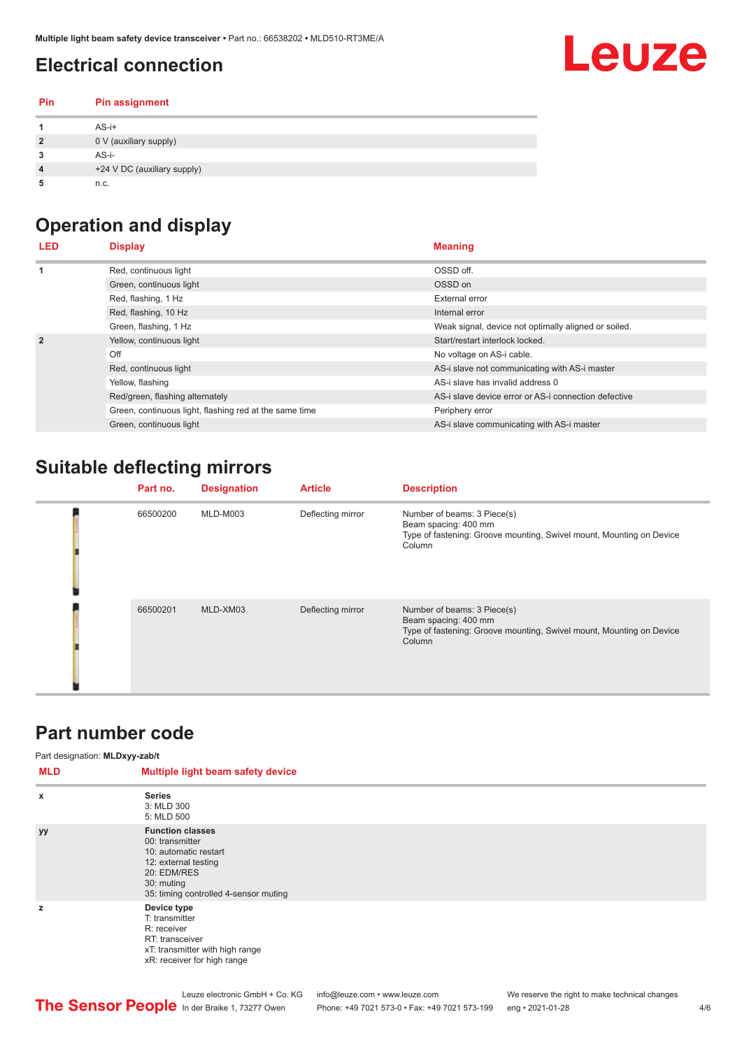## Electrical connection

| Pin | Pin assignment |
| --- | --- |
| 1 | AS-i+ |
| 2 | 0 V (auxiliary supply) |
| 3 | AS-i- |
| 4 | +24 V DC (auxiliary supply) |
| 5 | n.c. |

## Operation and display

| LED | Display | Meaning |
| --- | --- | --- |
| 1 | Red, continuous light | OSSD off. |
| | Green, continuous light | OSSD on |
| | Red, flashing, 1 Hz | External error |
| | Red, flashing, 10 Hz | Internal error |
| | Green, flashing, 1 Hz | Weak signal, device not optimally aligned or soiled. |
| 2 | Yellow, continuous light | Start/restart interlock locked. |
| | Off | No voltage on AS-i cable. |
| | Red, continuous light | AS-i slave not communicating with AS-i master |
| | Yellow, flashing | AS-i slave has invalid address 0 |
| | Red/green, flashing alternately | AS-i slave device error or AS-i connection defective |
| | Green, continuous light, flashing red at the same time | Periphery error |
| | Green, continuous light | AS-i slave communicating with AS-i master |

## Suitable deflecting mirrors

| Part no. | Designation | Article | Description |
| --- | --- | --- | --- |
| 66500200 | MLD-M003 | Deflecting mirror | Number of beams: 3 Piece(s)<br>Beam spacing: 400 mm<br>Type of fastening: Groove mounting, Swivel mount, Mounting on Device Column |
| 66500201 | MLD-XM03 | Deflecting mirror | Number of beams: 3 Piece(s)<br>Beam spacing: 400 mm<br>Type of fastening: Groove mounting, Swivel mount, Mounting on Device Column |

## Part number code

Part designation: **MLDxyy-zab/t**

| MLD | Multiple light beam safety device |
| --- | --- |
| x | **Series**<br>3: MLD 300<br>5: MLD 500 |
| yy | **Function classes**<br>00: transmitter<br>10: automatic restart<br>12: external testing<br>20: EDM/RES<br>30: muting<br>35: timing controlled 4-sensor muting |
| z | **Device type**<br>T: transmitter<br>R: receiver<br>RT: transceiver<br>xT: transmitter with high range<br>xR: receiver for high range |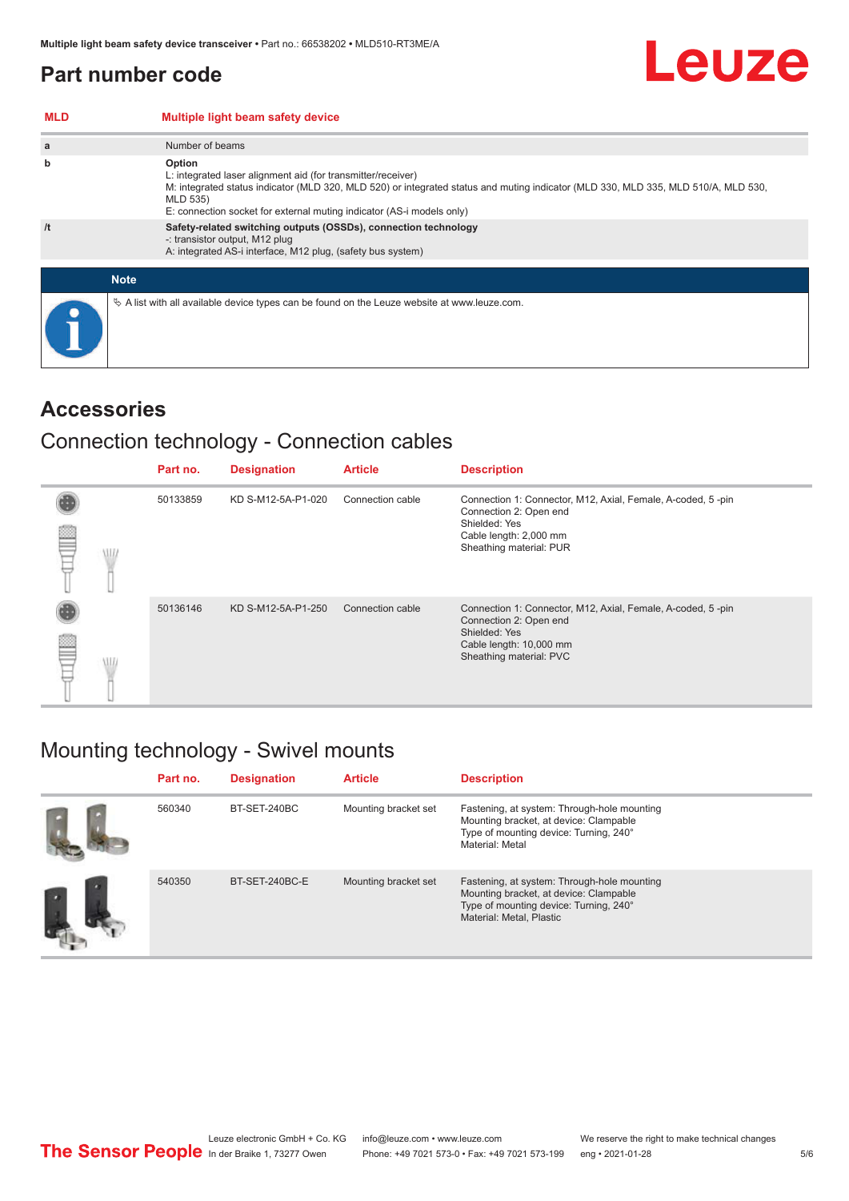## Part number code

| MLD | Multiple light beam safety device |
|---|---|
| a | Number of beams |
| b | **Option**<br>L: integrated laser alignment aid (for transmitter/receiver)<br>M: integrated status indicator (MLD 320, MLD 520) or integrated status and muting indicator (MLD 330, MLD 335, MLD 510/A, MLD 530, MLD 535)<br>E: connection socket for external muting indicator (AS-i models only) |
| /t | **Safety-related switching outputs (OSSDs), connection technology**<br>-: transistor output, M12 plug<br>A: integrated AS-i interface, M12 plug, (safety bus system) |

**Note**

↳ A list with all available device types can be found on the Leuze website at www.leuze.com.

# Accessories

## Connection technology - Connection cables

| Part no. | Designation | Article | Description |
|---|---|---|---|
| 50133859 | KD S-M12-5A-P1-020 | Connection cable | Connection 1: Connector, M12, Axial, Female, A-coded, 5 -pin<br>Connection 2: Open end<br>Shielded: Yes<br>Cable length: 2,000 mm<br>Sheathing material: PUR |
| 50136146 | KD S-M12-5A-P1-250 | Connection cable | Connection 1: Connector, M12, Axial, Female, A-coded, 5 -pin<br>Connection 2: Open end<br>Shielded: Yes<br>Cable length: 10,000 mm<br>Sheathing material: PVC |

## Mounting technology - Swivel mounts

| Part no. | Designation | Article | Description |
|---|---|---|---|
| 560340 | BT-SET-240BC | Mounting bracket set | Fastening, at system: Through-hole mounting<br>Mounting bracket, at device: Clampable<br>Type of mounting device: Turning, 240°<br>Material: Metal |
| 540350 | BT-SET-240BC-E | Mounting bracket set | Fastening, at system: Through-hole mounting<br>Mounting bracket, at device: Clampable<br>Type of mounting device: Turning, 240°<br>Material: Metal, Plastic |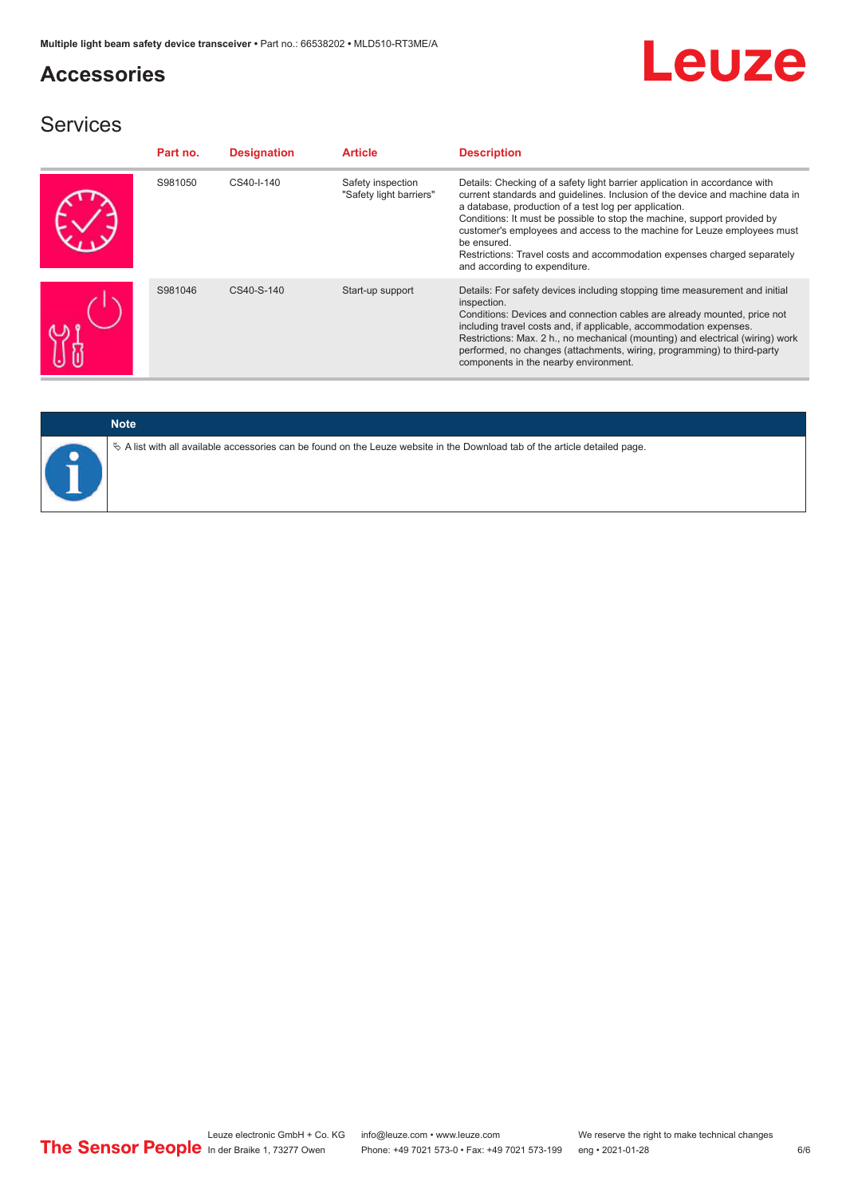## Accessories

### Services

| | Part no. | Designation | Article | Description |
|---|---|---|---|---|
| | S981050 | CS40-I-140 | Safety inspection "Safety light barriers" | Details: Checking of a safety light barrier application in accordance with current standards and guidelines. Inclusion of the device and machine data in a database, production of a test log per application.<br>Conditions: It must be possible to stop the machine, support provided by customer's employees and access to the machine for Leuze employees must be ensured.<br>Restrictions: Travel costs and accommodation expenses charged separately and according to expenditure. |
| | S981046 | CS40-S-140 | Start-up support | Details: For safety devices including stopping time measurement and initial inspection.<br>Conditions: Devices and connection cables are already mounted, price not including travel costs and, if applicable, accommodation expenses.<br>Restrictions: Max. 2 h., no mechanical (mounting) and electrical (wiring) work performed, no changes (attachments, wiring, programming) to third-party components in the nearby environment. |

**Note**

↳ A list with all available accessories can be found on the Leuze website in the Download tab of the article detailed page.